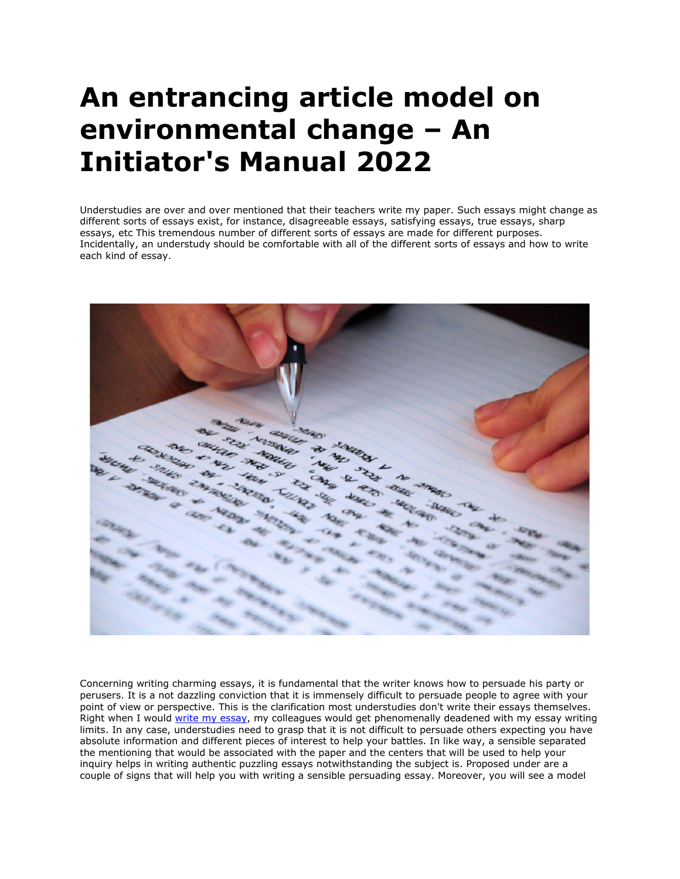# An entrancing article model on environmental change – An Initiator's Manual 2022

Understudies are over and over mentioned that their teachers write my paper. Such essays might change as different sorts of essays exist, for instance, disagreeable essays, satisfying essays, true essays, sharp essays, etc This tremendous number of different sorts of essays are made for different purposes. Incidentally, an understudy should be comfortable with all of the different sorts of essays and how to write each kind of essay.

Concerning writing charming essays, it is fundamental that the writer knows how to persuade his party or perusers. It is a not dazzling conviction that it is immensely difficult to persuade people to agree with your point of view or perspective. This is the clarification most understudies don't write their essays themselves. Right when I would [write my essay](), my colleagues would get phenomenally deadened with my essay writing limits. In any case, understudies need to grasp that it is not difficult to persuade others expecting you have absolute information and different pieces of interest to help your battles. In like way, a sensible separated the mentioning that would be associated with the paper and the centers that will be used to help your inquiry helps in writing authentic puzzling essays notwithstanding the subject is. Proposed under are a couple of signs that will help you with writing a sensible persuading essay. Moreover, you will see a model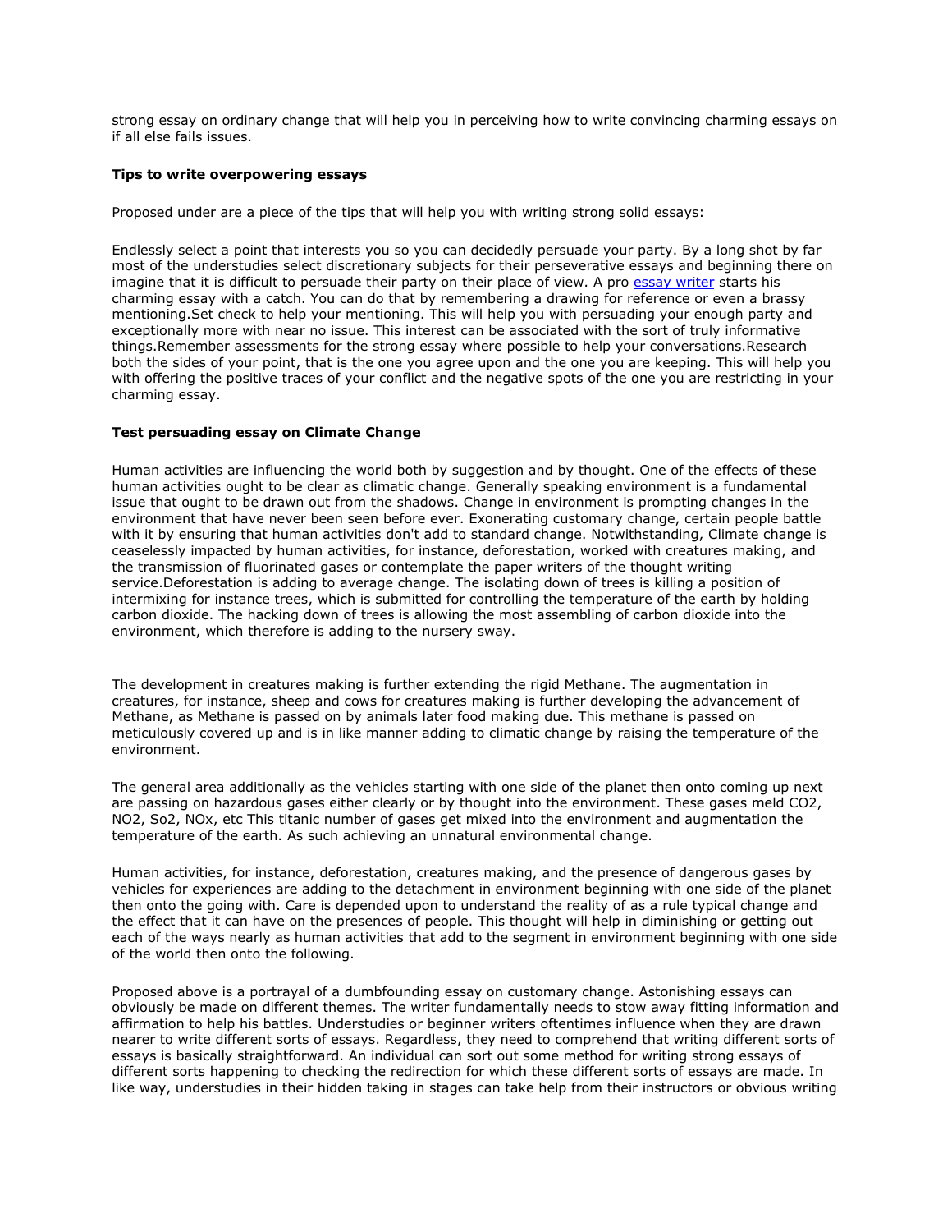strong essay on ordinary change that will help you in perceiving how to write convincing charming essays on if all else fails issues.

**Tips to write overpowering essays**

Proposed under are a piece of the tips that will help you with writing strong solid essays:

Endlessly select a point that interests you so you can decidedly persuade your party. By a long shot by far most of the understudies select discretionary subjects for their perseverative essays and beginning there on imagine that it is difficult to persuade their party on their place of view. A pro essay writer starts his charming essay with a catch. You can do that by remembering a drawing for reference or even a brassy mentioning.Set check to help your mentioning. This will help you with persuading your enough party and exceptionally more with near no issue. This interest can be associated with the sort of truly informative things.Remember assessments for the strong essay where possible to help your conversations.Research both the sides of your point, that is the one you agree upon and the one you are keeping. This will help you with offering the positive traces of your conflict and the negative spots of the one you are restricting in your charming essay.

**Test persuading essay on Climate Change**

Human activities are influencing the world both by suggestion and by thought. One of the effects of these human activities ought to be clear as climatic change. Generally speaking environment is a fundamental issue that ought to be drawn out from the shadows. Change in environment is prompting changes in the environment that have never been seen before ever. Exonerating customary change, certain people battle with it by ensuring that human activities don't add to standard change. Notwithstanding, Climate change is ceaselessly impacted by human activities, for instance, deforestation, worked with creatures making, and the transmission of fluorinated gases or contemplate the paper writers of the thought writing service.Deforestation is adding to average change. The isolating down of trees is killing a position of intermixing for instance trees, which is submitted for controlling the temperature of the earth by holding carbon dioxide. The hacking down of trees is allowing the most assembling of carbon dioxide into the environment, which therefore is adding to the nursery sway.

The development in creatures making is further extending the rigid Methane. The augmentation in creatures, for instance, sheep and cows for creatures making is further developing the advancement of Methane, as Methane is passed on by animals later food making due. This methane is passed on meticulously covered up and is in like manner adding to climatic change by raising the temperature of the environment.

The general area additionally as the vehicles starting with one side of the planet then onto coming up next are passing on hazardous gases either clearly or by thought into the environment. These gases meld CO2, NO2, So2, NOx, etc This titanic number of gases get mixed into the environment and augmentation the temperature of the earth. As such achieving an unnatural environmental change.

Human activities, for instance, deforestation, creatures making, and the presence of dangerous gases by vehicles for experiences are adding to the detachment in environment beginning with one side of the planet then onto the going with. Care is depended upon to understand the reality of as a rule typical change and the effect that it can have on the presences of people. This thought will help in diminishing or getting out each of the ways nearly as human activities that add to the segment in environment beginning with one side of the world then onto the following.

Proposed above is a portrayal of a dumbfounding essay on customary change. Astonishing essays can obviously be made on different themes. The writer fundamentally needs to stow away fitting information and affirmation to help his battles. Understudies or beginner writers oftentimes influence when they are drawn nearer to write different sorts of essays. Regardless, they need to comprehend that writing different sorts of essays is basically straightforward. An individual can sort out some method for writing strong essays of different sorts happening to checking the redirection for which these different sorts of essays are made. In like way, understudies in their hidden taking in stages can take help from their instructors or obvious writing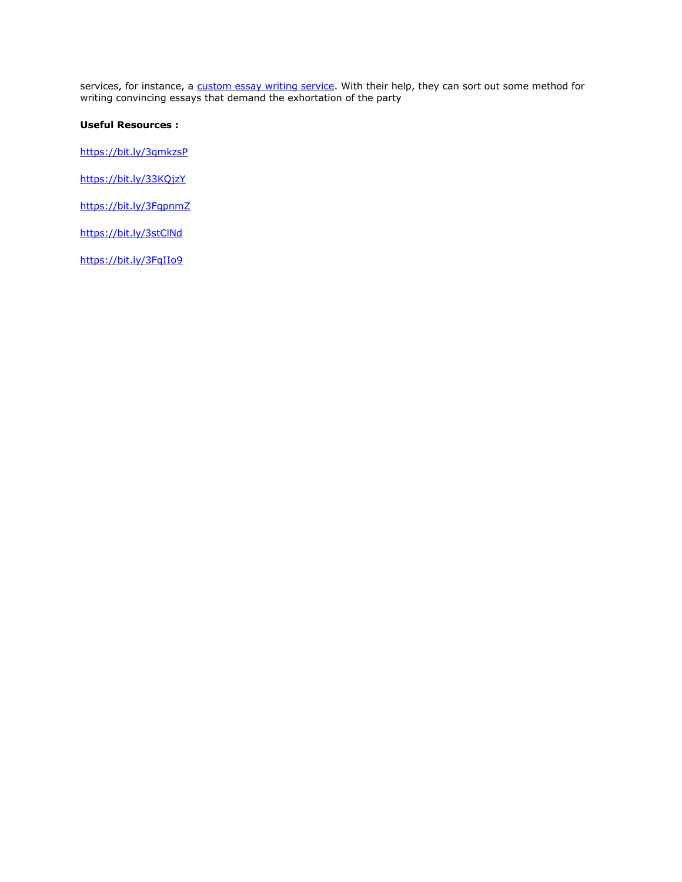services, for instance, a custom essay writing service. With their help, they can sort out some method for writing convincing essays that demand the exhortation of the party

**Useful Resources :**

https://bit.ly/3qmkzsP

https://bit.ly/33KQjzY

https://bit.ly/3FqpnmZ

https://bit.ly/3stClNd

https://bit.ly/3FqIIo9